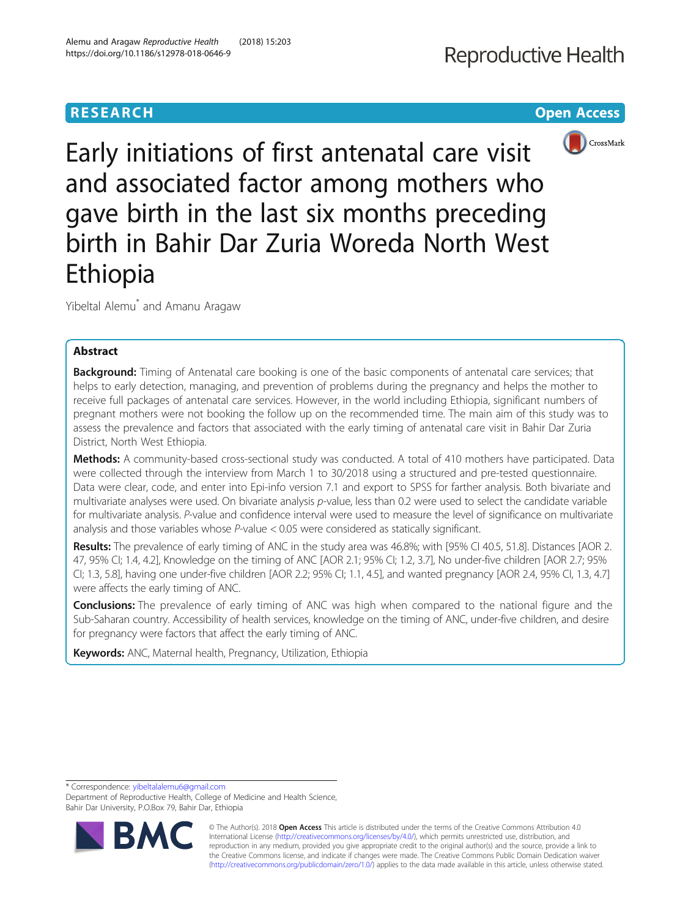# Early initiations of first antenatal care visit and associated factor among mothers who gave birth in the last six months preceding birth in Bahir Dar Zuria Woreda North West Ethiopia

Yibeltal Alemu* and Amanu Aragaw

## Abstract

**Background:** Timing of Antenatal care booking is one of the basic components of antenatal care services; that helps to early detection, managing, and prevention of problems during the pregnancy and helps the mother to receive full packages of antenatal care services. However, in the world including Ethiopia, significant numbers of pregnant mothers were not booking the follow up on the recommended time. The main aim of this study was to assess the prevalence and factors that associated with the early timing of antenatal care visit in Bahir Dar Zuria District, North West Ethiopia.

**Methods:** A community-based cross-sectional study was conducted. A total of 410 mothers have participated. Data were collected through the interview from March 1 to 30/2018 using a structured and pre-tested questionnaire. Data were clear, code, and enter into Epi-info version 7.1 and export to SPSS for farther analysis. Both bivariate and multivariate analyses were used. On bivariate analysis *p*-value, less than 0.2 were used to select the candidate variable for multivariate analysis. *P*-value and confidence interval were used to measure the level of significance on multivariate analysis and those variables whose *P*-value < 0.05 were considered as statically significant.

**Results:** The prevalence of early timing of ANC in the study area was 46.8%; with [95% CI 40.5, 51.8]. Distances [AOR 2.47, 95% CI; 1.4, 4.2], Knowledge on the timing of ANC [AOR 2.1; 95% CI; 1.2, 3.7], No under-five children [AOR 2.7; 95% CI; 1.3, 5.8], having one under-five children [AOR 2.2; 95% CI; 1.1, 4.5], and wanted pregnancy [AOR 2.4, 95% CI, 1.3, 4.7] were affects the early timing of ANC.

**Conclusions:** The prevalence of early timing of ANC was high when compared to the national figure and the Sub-Saharan country. Accessibility of health services, knowledge on the timing of ANC, under-five children, and desire for pregnancy were factors that affect the early timing of ANC.

**Keywords:** ANC, Maternal health, Pregnancy, Utilization, Ethiopia

---

* Correspondence: yibeltalalemu6@gmail.com
Department of Reproductive Health, College of Medicine and Health Science, Bahir Dar University, P.O.Box 79, Bahir Dar, Ethiopia

© The Author(s). 2018 **Open Access** This article is distributed under the terms of the Creative Commons Attribution 4.0 International License (http://creativecommons.org/licenses/by/4.0/), which permits unrestricted use, distribution, and reproduction in any medium, provided you give appropriate credit to the original author(s) and the source, provide a link to the Creative Commons license, and indicate if changes were made. The Creative Commons Public Domain Dedication waiver (http://creativecommons.org/publicdomain/zero/1.0/) applies to the data made available in this article, unless otherwise stated.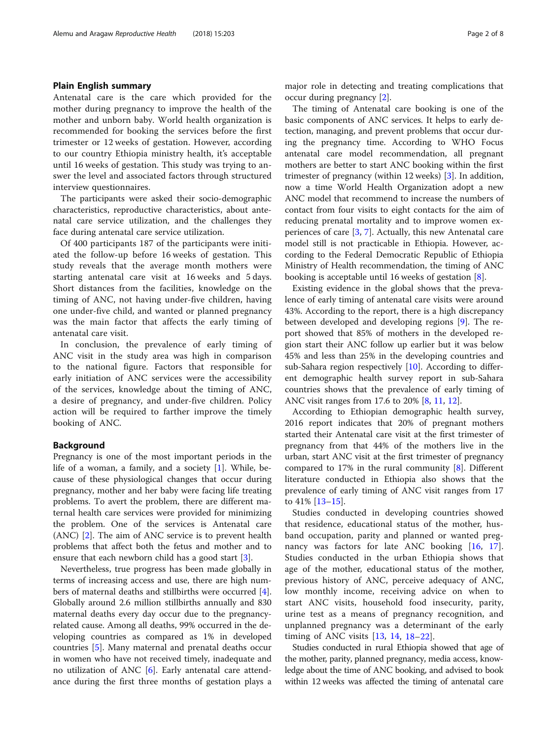## Plain English summary

Antenatal care is the care which provided for the mother during pregnancy to improve the health of the mother and unborn baby. World health organization is recommended for booking the services before the first trimester or 12 weeks of gestation. However, according to our country Ethiopia ministry health, it's acceptable until 16 weeks of gestation. This study was trying to answer the level and associated factors through structured interview questionnaires.

The participants were asked their socio-demographic characteristics, reproductive characteristics, about antenatal care service utilization, and the challenges they face during antenatal care service utilization.

Of 400 participants 187 of the participants were initiated the follow-up before 16 weeks of gestation. This study reveals that the average month mothers were starting antenatal care visit at 16 weeks and 5 days. Short distances from the facilities, knowledge on the timing of ANC, not having under-five children, having one under-five child, and wanted or planned pregnancy was the main factor that affects the early timing of antenatal care visit.

In conclusion, the prevalence of early timing of ANC visit in the study area was high in comparison to the national figure. Factors that responsible for early initiation of ANC services were the accessibility of the services, knowledge about the timing of ANC, a desire of pregnancy, and under-five children. Policy action will be required to farther improve the timely booking of ANC.

## Background

Pregnancy is one of the most important periods in the life of a woman, a family, and a society [1]. While, because of these physiological changes that occur during pregnancy, mother and her baby were facing life treating problems. To avert the problem, there are different maternal health care services were provided for minimizing the problem. One of the services is Antenatal care (ANC) [2]. The aim of ANC service is to prevent health problems that affect both the fetus and mother and to ensure that each newborn child has a good start [3].

Nevertheless, true progress has been made globally in terms of increasing access and use, there are high numbers of maternal deaths and stillbirths were occurred [4]. Globally around 2.6 million stillbirths annually and 830 maternal deaths every day occur due to the pregnancy-related cause. Among all deaths, 99% occurred in the developing countries as compared as 1% in developed countries [5]. Many maternal and prenatal deaths occur in women who have not received timely, inadequate and no utilization of ANC [6]. Early antenatal care attendance during the first three months of gestation plays a major role in detecting and treating complications that occur during pregnancy [2].

The timing of Antenatal care booking is one of the basic components of ANC services. It helps to early detection, managing, and prevent problems that occur during the pregnancy time. According to WHO Focus antenatal care model recommendation, all pregnant mothers are better to start ANC booking within the first trimester of pregnancy (within 12 weeks) [3]. In addition, now a time World Health Organization adopt a new ANC model that recommend to increase the numbers of contact from four visits to eight contacts for the aim of reducing prenatal mortality and to improve women experiences of care [3, 7]. Actually, this new Antenatal care model still is not practicable in Ethiopia. However, according to the Federal Democratic Republic of Ethiopia Ministry of Health recommendation, the timing of ANC booking is acceptable until 16 weeks of gestation [8].

Existing evidence in the global shows that the prevalence of early timing of antenatal care visits were around 43%. According to the report, there is a high discrepancy between developed and developing regions [9]. The report showed that 85% of mothers in the developed region start their ANC follow up earlier but it was below 45% and less than 25% in the developing countries and sub-Sahara region respectively [10]. According to different demographic health survey report in sub-Sahara countries shows that the prevalence of early timing of ANC visit ranges from 17.6 to 20% [8, 11, 12].

According to Ethiopian demographic health survey, 2016 report indicates that 20% of pregnant mothers started their Antenatal care visit at the first trimester of pregnancy from that 44% of the mothers live in the urban, start ANC visit at the first trimester of pregnancy compared to 17% in the rural community [8]. Different literature conducted in Ethiopia also shows that the prevalence of early timing of ANC visit ranges from 17 to 41% [13–15].

Studies conducted in developing countries showed that residence, educational status of the mother, husband occupation, parity and planned or wanted pregnancy was factors for late ANC booking [16, 17]. Studies conducted in the urban Ethiopia shows that age of the mother, educational status of the mother, previous history of ANC, perceive adequacy of ANC, low monthly income, receiving advice on when to start ANC visits, household food insecurity, parity, urine test as a means of pregnancy recognition, and unplanned pregnancy was a determinant of the early timing of ANC visits [13, 14, 18–22].

Studies conducted in rural Ethiopia showed that age of the mother, parity, planned pregnancy, media access, knowledge about the time of ANC booking, and advised to book within 12 weeks was affected the timing of antenatal care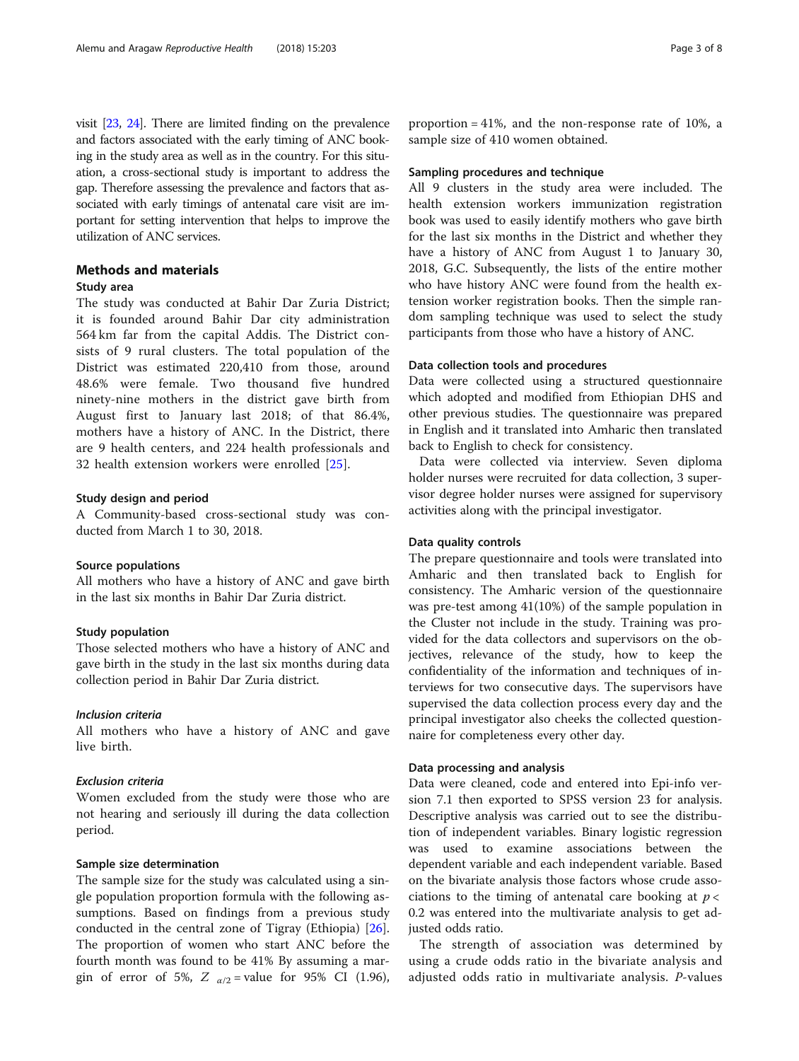visit [23, 24]. There are limited finding on the prevalence and factors associated with the early timing of ANC booking in the study area as well as in the country. For this situation, a cross-sectional study is important to address the gap. Therefore assessing the prevalence and factors that associated with early timings of antenatal care visit are important for setting intervention that helps to improve the utilization of ANC services.

## Methods and materials

### Study area

The study was conducted at Bahir Dar Zuria District; it is founded around Bahir Dar city administration 564 km far from the capital Addis. The District consists of 9 rural clusters. The total population of the District was estimated 220,410 from those, around 48.6% were female. Two thousand five hundred ninety-nine mothers in the district gave birth from August first to January last 2018; of that 86.4%, mothers have a history of ANC. In the District, there are 9 health centers, and 224 health professionals and 32 health extension workers were enrolled [25].

### Study design and period

A Community-based cross-sectional study was conducted from March 1 to 30, 2018.

### Source populations

All mothers who have a history of ANC and gave birth in the last six months in Bahir Dar Zuria district.

### Study population

Those selected mothers who have a history of ANC and gave birth in the study in the last six months during data collection period in Bahir Dar Zuria district.

#### *Inclusion criteria*

All mothers who have a history of ANC and gave live birth.

#### *Exclusion criteria*

Women excluded from the study were those who are not hearing and seriously ill during the data collection period.

### Sample size determination

The sample size for the study was calculated using a single population proportion formula with the following assumptions. Based on findings from a previous study conducted in the central zone of Tigray (Ethiopia) [26]. The proportion of women who start ANC before the fourth month was found to be 41% By assuming a margin of error of 5%, $Z_{\alpha/2}$ = value for 95% CI (1.96), proportion = 41%, and the non-response rate of 10%, a sample size of 410 women obtained.

### Sampling procedures and technique

All 9 clusters in the study area were included. The health extension workers immunization registration book was used to easily identify mothers who gave birth for the last six months in the District and whether they have a history of ANC from August 1 to January 30, 2018, G.C. Subsequently, the lists of the entire mother who have history ANC were found from the health extension worker registration books. Then the simple random sampling technique was used to select the study participants from those who have a history of ANC.

### Data collection tools and procedures

Data were collected using a structured questionnaire which adopted and modified from Ethiopian DHS and other previous studies. The questionnaire was prepared in English and it translated into Amharic then translated back to English to check for consistency.

Data were collected via interview. Seven diploma holder nurses were recruited for data collection, 3 supervisor degree holder nurses were assigned for supervisory activities along with the principal investigator.

### Data quality controls

The prepare questionnaire and tools were translated into Amharic and then translated back to English for consistency. The Amharic version of the questionnaire was pre-test among 41(10%) of the sample population in the Cluster not include in the study. Training was provided for the data collectors and supervisors on the objectives, relevance of the study, how to keep the confidentiality of the information and techniques of interviews for two consecutive days. The supervisors have supervised the data collection process every day and the principal investigator also cheeks the collected questionnaire for completeness every other day.

### Data processing and analysis

Data were cleaned, code and entered into Epi-info version 7.1 then exported to SPSS version 23 for analysis. Descriptive analysis was carried out to see the distribution of independent variables. Binary logistic regression was used to examine associations between the dependent variable and each independent variable. Based on the bivariate analysis those factors whose crude associations to the timing of antenatal care booking at $p < 0.2$ was entered into the multivariate analysis to get adjusted odds ratio.

The strength of association was determined by using a crude odds ratio in the bivariate analysis and adjusted odds ratio in multivariate analysis. *P*-values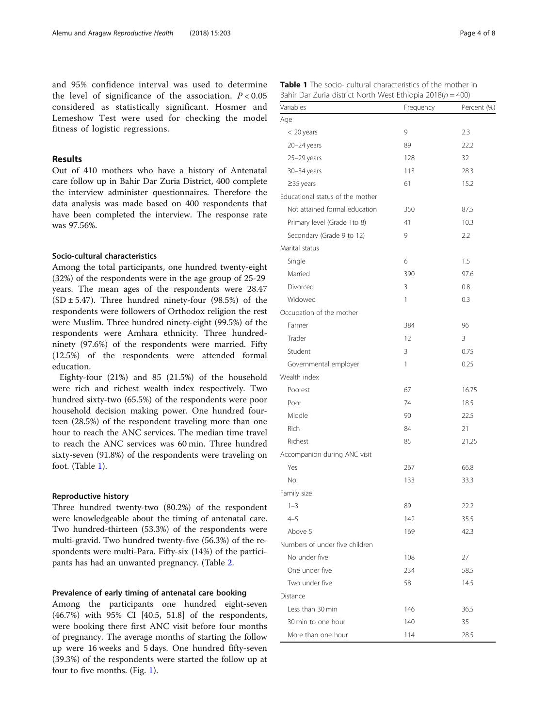and 95% confidence interval was used to determine the level of significance of the association. $P < 0.05$ considered as statistically significant. Hosmer and Lemeshow Test were used for checking the model fitness of logistic regressions.

## Results

Out of 410 mothers who have a history of Antenatal care follow up in Bahir Dar Zuria District, 400 complete the interview administer questionnaires. Therefore the data analysis was made based on 400 respondents that have been completed the interview. The response rate was 97.56%.

### Socio-cultural characteristics

Among the total participants, one hundred twenty-eight (32%) of the respondents were in the age group of 25-29 years. The mean ages of the respondents were 28.47 (SD ± 5.47). Three hundred ninety-four (98.5%) of the respondents were followers of Orthodox religion the rest were Muslim. Three hundred ninety-eight (99.5%) of the respondents were Amhara ethnicity. Three hundred-ninety (97.6%) of the respondents were married. Fifty (12.5%) of the respondents were attended formal education.

Eighty-four (21%) and 85 (21.5%) of the household were rich and richest wealth index respectively. Two hundred sixty-two (65.5%) of the respondents were poor household decision making power. One hundred fourteen (28.5%) of the respondent traveling more than one hour to reach the ANC services. The median time travel to reach the ANC services was 60 min. Three hundred sixty-seven (91.8%) of the respondents were traveling on foot. (Table 1).

### Reproductive history

Three hundred twenty-two (80.2%) of the respondent were knowledgeable about the timing of antenatal care. Two hundred-thirteen (53.3%) of the respondents were multi-gravid. Two hundred twenty-five (56.3%) of the respondents were multi-Para. Fifty-six (14%) of the participants has had an unwanted pregnancy. (Table 2.

### Prevalence of early timing of antenatal care booking

Among the participants one hundred eight-seven (46.7%) with 95% CI [40.5, 51.8] of the respondents, were booking there first ANC visit before four months of pregnancy. The average months of starting the follow up were 16 weeks and 5 days. One hundred fifty-seven (39.3%) of the respondents were started the follow up at four to five months. (Fig. 1).

**Table 1** The socio- cultural characteristics of the mother in Bahir Dar Zuria district North West Ethiopia 2018($n = 400$)

| Variables | Frequency | Percent (%) |
|---|---|---|
| Age | | |
| < 20 years | 9 | 2.3 |
| 20–24 years | 89 | 22.2 |
| 25–29 years | 128 | 32 |
| 30–34 years | 113 | 28.3 |
| ≥35 years | 61 | 15.2 |
| Educational status of the mother | | |
| Not attained formal education | 350 | 87.5 |
| Primary level (Grade 1to 8) | 41 | 10.3 |
| Secondary (Grade 9 to 12) | 9 | 2.2 |
| Marital status | | |
| Single | 6 | 1.5 |
| Married | 390 | 97.6 |
| Divorced | 3 | 0.8 |
| Widowed | 1 | 0.3 |
| Occupation of the mother | | |
| Farmer | 384 | 96 |
| Trader | 12 | 3 |
| Student | 3 | 0.75 |
| Governmental employer | 1 | 0.25 |
| Wealth index | | |
| Poorest | 67 | 16.75 |
| Poor | 74 | 18.5 |
| Middle | 90 | 22.5 |
| Rich | 84 | 21 |
| Richest | 85 | 21.25 |
| Accompanion during ANC visit | | |
| Yes | 267 | 66.8 |
| No | 133 | 33.3 |
| Family size | | |
| 1–3 | 89 | 22.2 |
| 4–5 | 142 | 35.5 |
| Above 5 | 169 | 42.3 |
| Numbers of under five children | | |
| No under five | 108 | 27 |
| One under five | 234 | 58.5 |
| Two under five | 58 | 14.5 |
| Distance | | |
| Less than 30 min | 146 | 36.5 |
| 30 min to one hour | 140 | 35 |
| More than one hour | 114 | 28.5 |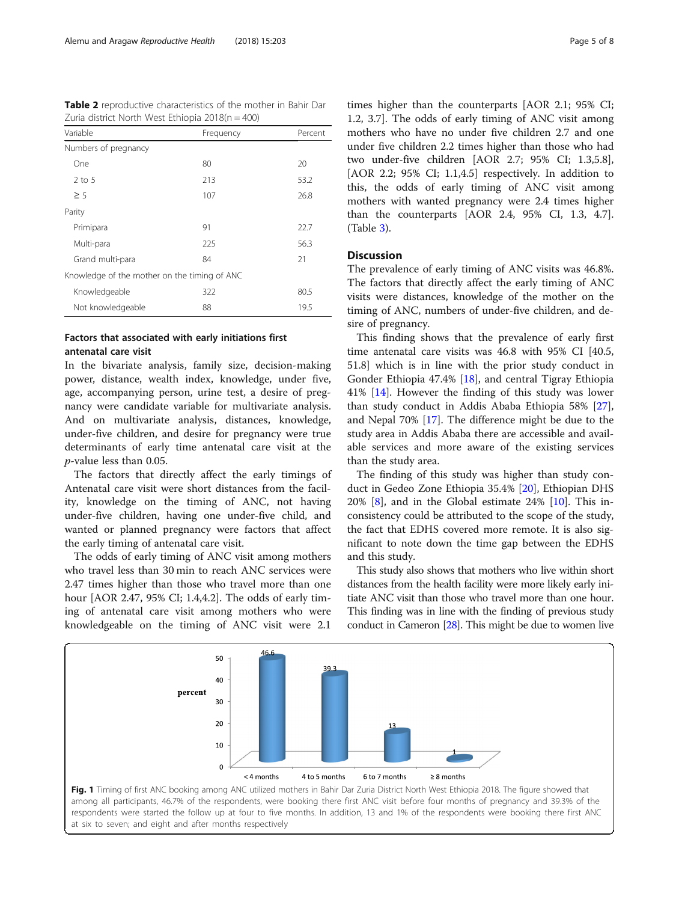**Table 2** reproductive characteristics of the mother in Bahir Dar Zuria district North West Ethiopia 2018(n = 400)

| Variable | Frequency | Percent |
|---|---|---|
| Numbers of pregnancy | | |
| One | 80 | 20 |
| 2 to 5 | 213 | 53.2 |
| ≥ 5 | 107 | 26.8 |
| Parity | | |
| Primipara | 91 | 22.7 |
| Multi-para | 225 | 56.3 |
| Grand multi-para | 84 | 21 |
| Knowledge of the mother on the timing of ANC | | |
| Knowledgeable | 322 | 80.5 |
| Not knowledgeable | 88 | 19.5 |

### Factors that associated with early initiations first antenatal care visit

In the bivariate analysis, family size, decision-making power, distance, wealth index, knowledge, under five, age, accompanying person, urine test, a desire of pregnancy were candidate variable for multivariate analysis. And on multivariate analysis, distances, knowledge, under-five children, and desire for pregnancy were true determinants of early time antenatal care visit at the *p*-value less than 0.05.

The factors that directly affect the early timings of Antenatal care visit were short distances from the facility, knowledge on the timing of ANC, not having under-five children, having one under-five child, and wanted or planned pregnancy were factors that affect the early timing of antenatal care visit.

The odds of early timing of ANC visit among mothers who travel less than 30 min to reach ANC services were 2.47 times higher than those who travel more than one hour [AOR 2.47, 95% CI; 1.4,4.2]. The odds of early timing of antenatal care visit among mothers who were knowledgeable on the timing of ANC visit were 2.1 times higher than the counterparts [AOR 2.1; 95% CI; 1.2, 3.7]. The odds of early timing of ANC visit among mothers who have no under five children 2.7 and one under five children 2.2 times higher than those who had two under-five children [AOR 2.7; 95% CI; 1.3,5.8], [AOR 2.2; 95% CI; 1.1,4.5] respectively. In addition to this, the odds of early timing of ANC visit among mothers with wanted pregnancy were 2.4 times higher than the counterparts [AOR 2.4, 95% CI, 1.3, 4.7]. (Table 3).

## Discussion

The prevalence of early timing of ANC visits was 46.8%. The factors that directly affect the early timing of ANC visits were distances, knowledge of the mother on the timing of ANC, numbers of under-five children, and desire of pregnancy.

This finding shows that the prevalence of early first time antenatal care visits was 46.8 with 95% CI [40.5, 51.8] which is in line with the prior study conduct in Gonder Ethiopia 47.4% [18], and central Tigray Ethiopia 41% [14]. However the finding of this study was lower than study conduct in Addis Ababa Ethiopia 58% [27], and Nepal 70% [17]. The difference might be due to the study area in Addis Ababa there are accessible and available services and more aware of the existing services than the study area.

The finding of this study was higher than study conduct in Gedeo Zone Ethiopia 35.4% [20], Ethiopian DHS 20% [8], and in the Global estimate 24% [10]. This inconsistency could be attributed to the scope of the study, the fact that EDHS covered more remote. It is also significant to note down the time gap between the EDHS and this study.

This study also shows that mothers who live within short distances from the health facility were more likely early initiate ANC visit than those who travel more than one hour. This finding was in line with the finding of previous study conduct in Cameron [28]. This might be due to women live

**Fig. 1** Timing of first ANC booking among ANC utilized mothers in Bahir Dar Zuria District North West Ethiopia 2018. The figure showed that among all participants, 46.7% of the respondents, were booking there first ANC visit before four months of pregnancy and 39.3% of the respondents were started the follow up at four to five months. In addition, 13 and 1% of the respondents were booking there first ANC at six to seven; and eight and after months respectively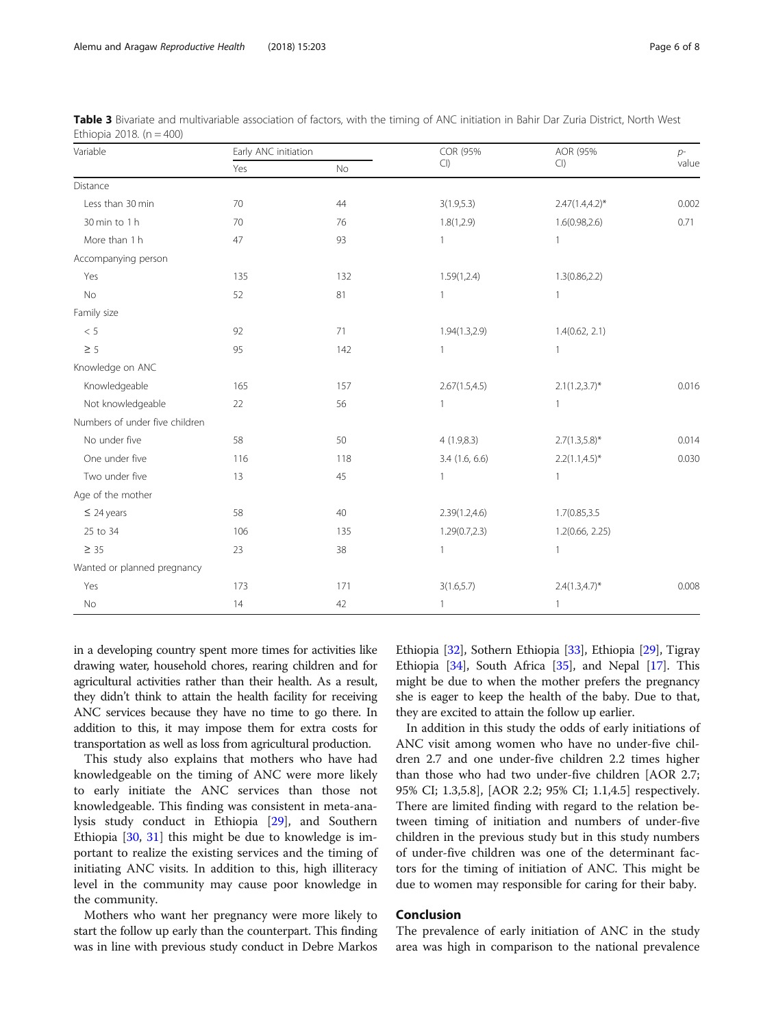**Table 3** Bivariate and multivariable association of factors, with the timing of ANC initiation in Bahir Dar Zuria District, North West Ethiopia 2018. (n = 400)

| Variable | Early ANC initiation | | COR (95% CI) | AOR (95% CI) | p-value |
|---|---|---|---|---|---|
| | Yes | No | | | |
| Distance | | | | | |
| Less than 30 min | 70 | 44 | 3(1.9,5.3) | 2.47(1.4,4.2)* | 0.002 |
| 30 min to 1 h | 70 | 76 | 1.8(1,2.9) | 1.6(0.98,2.6) | 0.71 |
| More than 1 h | 47 | 93 | 1 | 1 | |
| Accompanying person | | | | | |
| Yes | 135 | 132 | 1.59(1,2.4) | 1.3(0.86,2.2) | |
| No | 52 | 81 | 1 | 1 | |
| Family size | | | | | |
| < 5 | 92 | 71 | 1.94(1.3,2.9) | 1.4(0.62, 2.1) | |
| ≥ 5 | 95 | 142 | 1 | 1 | |
| Knowledge on ANC | | | | | |
| Knowledgeable | 165 | 157 | 2.67(1.5,4.5) | 2.1(1.2,3.7)* | 0.016 |
| Not knowledgeable | 22 | 56 | 1 | 1 | |
| Numbers of under five children | | | | | |
| No under five | 58 | 50 | 4 (1.9,8.3) | 2.7(1.3,5.8)* | 0.014 |
| One under five | 116 | 118 | 3.4 (1.6, 6.6) | 2.2(1.1,4.5)* | 0.030 |
| Two under five | 13 | 45 | 1 | 1 | |
| Age of the mother | | | | | |
| ≤ 24 years | 58 | 40 | 2.39(1.2,4.6) | 1.7(0.85,3.5 | |
| 25 to 34 | 106 | 135 | 1.29(0.7,2.3) | 1.2(0.66, 2.25) | |
| ≥ 35 | 23 | 38 | 1 | 1 | |
| Wanted or planned pregnancy | | | | | |
| Yes | 173 | 171 | 3(1.6,5.7) | 2.4(1.3,4.7)* | 0.008 |
| No | 14 | 42 | 1 | 1 | |

in a developing country spent more times for activities like drawing water, household chores, rearing children and for agricultural activities rather than their health. As a result, they didn't think to attain the health facility for receiving ANC services because they have no time to go there. In addition to this, it may impose them for extra costs for transportation as well as loss from agricultural production.

This study also explains that mothers who have had knowledgeable on the timing of ANC were more likely to early initiate the ANC services than those not knowledgeable. This finding was consistent in meta-analysis study conduct in Ethiopia [29], and Southern Ethiopia [30, 31] this might be due to knowledge is important to realize the existing services and the timing of initiating ANC visits. In addition to this, high illiteracy level in the community may cause poor knowledge in the community.

Mothers who want her pregnancy were more likely to start the follow up early than the counterpart. This finding was in line with previous study conduct in Debre Markos Ethiopia [32], Sothern Ethiopia [33], Ethiopia [29], Tigray Ethiopia [34], South Africa [35], and Nepal [17]. This might be due to when the mother prefers the pregnancy she is eager to keep the health of the baby. Due to that, they are excited to attain the follow up earlier.

In addition in this study the odds of early initiations of ANC visit among women who have no under-five children 2.7 and one under-five children 2.2 times higher than those who had two under-five children [AOR 2.7; 95% CI; 1.3,5.8], [AOR 2.2; 95% CI; 1.1,4.5] respectively. There are limited finding with regard to the relation between timing of initiation and numbers of under-five children in the previous study but in this study numbers of under-five children was one of the determinant factors for the timing of initiation of ANC. This might be due to women may responsible for caring for their baby.

## Conclusion

The prevalence of early initiation of ANC in the study area was high in comparison to the national prevalence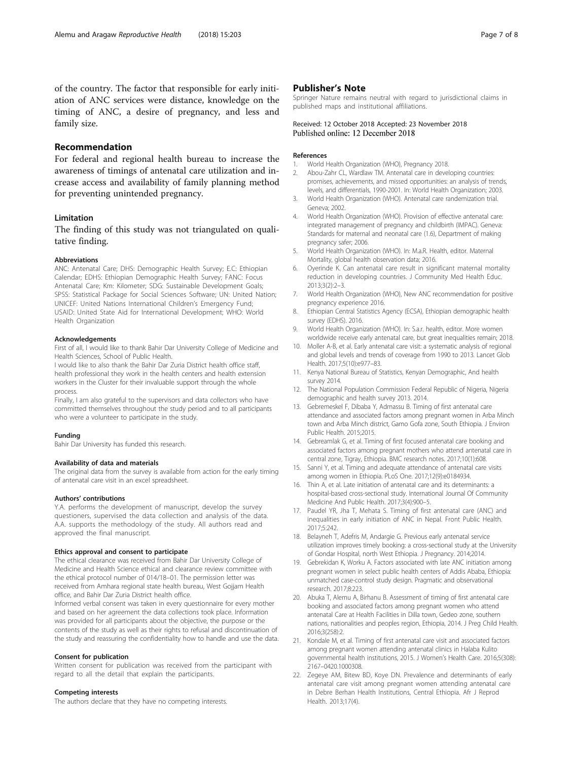of the country. The factor that responsible for early initiation of ANC services were distance, knowledge on the timing of ANC, a desire of pregnancy, and less and family size.

## Recommendation

For federal and regional health bureau to increase the awareness of timings of antenatal care utilization and increase access and availability of family planning method for preventing unintended pregnancy.

## Limitation

The finding of this study was not triangulated on qualitative finding.

#### Abbreviations

ANC: Antenatal Care; DHS: Demographic Health Survey; E.C: Ethiopian Calendar; EDHS: Ethiopian Demographic Health Survey; FANC: Focus Antenatal Care; Km: Kilometer; SDG: Sustainable Development Goals; SPSS: Statistical Package for Social Sciences Software; UN: United Nation; UNICEF: United Nations International Children's Emergency Fund; USAID: United State Aid for International Development; WHO: World Health Organization

#### Acknowledgements

First of all, I would like to thank Bahir Dar University College of Medicine and Health Sciences, School of Public Health.

I would like to also thank the Bahir Dar Zuria District health office staff, health professional they work in the health centers and health extension workers in the Cluster for their invaluable support through the whole process.

Finally, I am also grateful to the supervisors and data collectors who have committed themselves throughout the study period and to all participants who were a volunteer to participate in the study.

#### Funding

Bahir Dar University has funded this research.

#### Availability of data and materials

The original data from the survey is available from action for the early timing of antenatal care visit in an excel spreadsheet.

#### Authors' contributions

Y.A. performs the development of manuscript, develop the survey questioners, supervised the data collection and analysis of the data. A.A. supports the methodology of the study. All authors read and approved the final manuscript.

#### Ethics approval and consent to participate

The ethical clearance was received from Bahir Dar University College of Medicine and Health Science ethical and clearance review committee with the ethical protocol number of 014/18–01. The permission letter was received from Amhara regional state health bureau, West Gojjam Health office, and Bahir Dar Zuria District health office.

Informed verbal consent was taken in every questionnaire for every mother and based on her agreement the data collections took place. Information was provided for all participants about the objective, the purpose or the contents of the study as well as their rights to refusal and discontinuation of the study and reassuring the confidentiality how to handle and use the data.

#### Consent for publication

Written consent for publication was received from the participant with regard to all the detail that explain the participants.

#### Competing interests

The authors declare that they have no competing interests.

## Publisher's Note

Springer Nature remains neutral with regard to jurisdictional claims in published maps and institutional affiliations.

Received: 12 October 2018 Accepted: 23 November 2018
Published online: 12 December 2018

#### References

1. World Health Organization (WHO), Pregnancy 2018.
2. Abou-Zahr CL, Wardlaw TM. Antenatal care in developing countries: promises, achievements, and missed opportunities: an analysis of trends, levels, and differentials, 1990-2001. In: World Health Organization; 2003.
3. World Health Organization (WHO). Antenatal care randemization trial. Geneva; 2002.
4. World Health Organization (WHO). Provision of effective antenatal care: integrated management of pregnancy and childbirth (IMPAC). Geneva: Standards for maternal and neonatal care (1.6), Department of making pregnancy safer; 2006.
5. World Health Organization (WHO). In: M.a.R. Health, editor. Maternal Mortality, global health observation data; 2016.
6. Oyerinde K. Can antenatal care result in significant maternal mortality reduction in developing countries. J Community Med Health Educ. 2013;3(2):2–3.
7. World Health Organization (WHO), New ANC recommendation for positive pregnancy experience 2016.
8. Ethiopian Central Statistics Agency (ECSA), Ethiopian demographic health survey (EDHS). 2016.
9. World Health Organization (WHO). In: S.a.r. health, editor. More women worldwide receive early antenatal care, but great inequalities remain; 2018.
10. Moller A-B, et al. Early antenatal care visit: a systematic analysis of regional and global levels and trends of coverage from 1990 to 2013. Lancet Glob Health. 2017;5(10):e977–83.
11. Kenya National Bureau of Statistics, Kenyan Demographic, And health survey 2014.
12. The National Population Commission Federal Republic of Nigeria, Nigeria demographic and health survey 2013. 2014.
13. Gebremeskel F, Dibaba Y, Admassu B. Timing of first antenatal care attendance and associated factors among pregnant women in Arba Minch town and Arba Minch district, Gamo Gofa zone, South Ethiopia. J Environ Public Health. 2015;2015.
14. Gebreamlak G, et al. Timing of first focused antenatal care booking and associated factors among pregnant mothers who attend antenatal care in central zone, Tigray, Ethiopia. BMC research notes. 2017;10(1):608.
15. Sanni Y, et al. Timing and adequate attendance of antenatal care visits among women in Ethiopia. PLoS One. 2017;12(9):e0184934.
16. Thin A, et al. Late initiation of antenatal care and its determinants: a hospital-based cross-sectional study. International Journal Of Community Medicine And Public Health. 2017;3(4):900–5.
17. Paudel YR, Jha T, Mehata S. Timing of first antenatal care (ANC) and inequalities in early initiation of ANC in Nepal. Front Public Health. 2017;5:242.
18. Belayneh T, Adefris M, Andargie G. Previous early antenatal service utilization improves timely booking: a cross-sectional study at the University of Gondar Hospital, north West Ethiopia. J Pregnancy. 2014;2014.
19. Gebrekidan K, Worku A. Factors associated with late ANC initiation among pregnant women in select public health centers of Addis Ababa, Ethiopia: unmatched case-control study design. Pragmatic and observational research. 2017;8:223.
20. Abuka T, Alemu A, Birhanu B. Assessment of timing of first antenatal care booking and associated factors among pregnant women who attend antenatal Care at Health Facilities in Dilla town, Gedeo zone, southern nations, nationalities and peoples region, Ethiopia, 2014. J Preg Child Health. 2016;3(258):2.
21. Kondale M, et al. Timing of first antenatal care visit and associated factors among pregnant women attending antenatal clinics in Halaba Kulito governmental health institutions, 2015. J Women's Health Care. 2016;5(308): 2167–0420.1000308.
22. Zegeye AM, Bitew BD, Koye DN. Prevalence and determinants of early antenatal care visit among pregnant women attending antenatal care in Debre Berhan Health Institutions, Central Ethiopia. Afr J Reprod Health. 2013;17(4).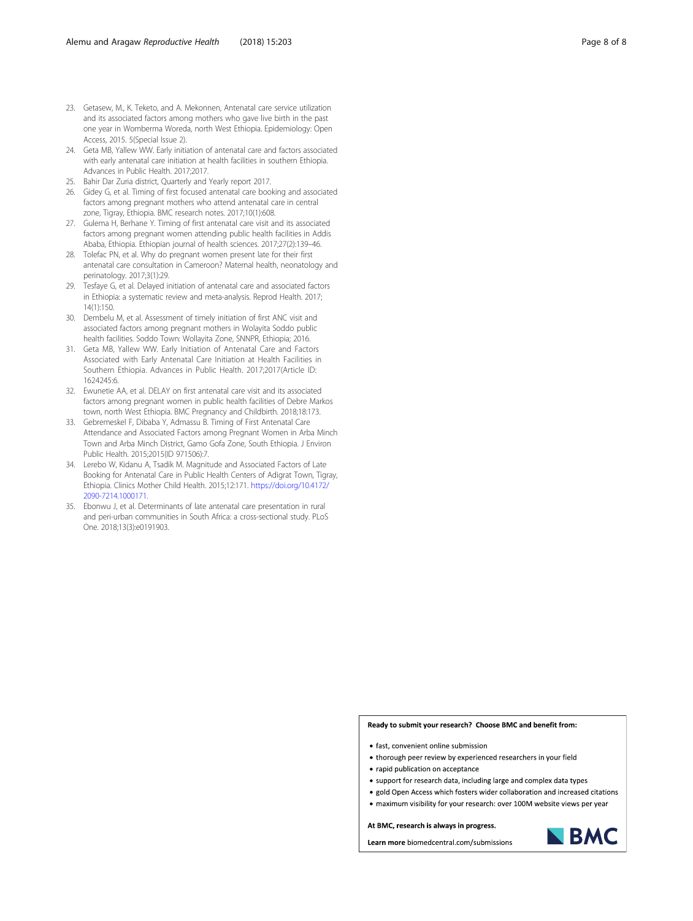23. Getasew, M., K. Teketo, and A. Mekonnen, Antenatal care service utilization and its associated factors among mothers who gave live birth in the past one year in Womberma Woreda, north West Ethiopia. Epidemiology: Open Access, 2015. 5(Special Issue 2).
24. Geta MB, Yallew WW. Early initiation of antenatal care and factors associated with early antenatal care initiation at health facilities in southern Ethiopia. Advances in Public Health. 2017;2017.
25. Bahir Dar Zuria district, Quarterly and Yearly report 2017.
26. Gidey G, et al. Timing of first focused antenatal care booking and associated factors among pregnant mothers who attend antenatal care in central zone, Tigray, Ethiopia. BMC research notes. 2017;10(1):608.
27. Gulema H, Berhane Y. Timing of first antenatal care visit and its associated factors among pregnant women attending public health facilities in Addis Ababa, Ethiopia. Ethiopian journal of health sciences. 2017;27(2):139–46.
28. Tolefac PN, et al. Why do pregnant women present late for their first antenatal care consultation in Cameroon? Maternal health, neonatology and perinatology. 2017;3(1):29.
29. Tesfaye G, et al. Delayed initiation of antenatal care and associated factors in Ethiopia: a systematic review and meta-analysis. Reprod Health. 2017; 14(1):150.
30. Dembelu M, et al. Assessment of timely initiation of first ANC visit and associated factors among pregnant mothers in Wolayita Soddo public health facilities. Soddo Town: Wollayita Zone, SNNPR, Ethiopia; 2016.
31. Geta MB, Yallew WW. Early Initiation of Antenatal Care and Factors Associated with Early Antenatal Care Initiation at Health Facilities in Southern Ethiopia. Advances in Public Health. 2017;2017(Article ID: 1624245:6.
32. Ewunetie AA, et al. DELAY on first antenatal care visit and its associated factors among pregnant women in public health facilities of Debre Markos town, north West Ethiopia. BMC Pregnancy and Childbirth. 2018;18:173.
33. Gebremeskel F, Dibaba Y, Admassu B. Timing of First Antenatal Care Attendance and Associated Factors among Pregnant Women in Arba Minch Town and Arba Minch District, Gamo Gofa Zone, South Ethiopia. J Environ Public Health. 2015;2015(ID 971506):7.
34. Lerebo W, Kidanu A, Tsadik M. Magnitude and Associated Factors of Late Booking for Antenatal Care in Public Health Centers of Adigrat Town, Tigray, Ethiopia. Clinics Mother Child Health. 2015;12:171. https://doi.org/10.4172/2090-7214.1000171.
35. Ebonwu J, et al. Determinants of late antenatal care presentation in rural and peri-urban communities in South Africa: a cross-sectional study. PLoS One. 2018;13(3):e0191903.

**Ready to submit your research? Choose BMC and benefit from:**

- fast, convenient online submission
- thorough peer review by experienced researchers in your field
- rapid publication on acceptance
- support for research data, including large and complex data types
- gold Open Access which fosters wider collaboration and increased citations
- maximum visibility for your research: over 100M website views per year

**At BMC, research is always in progress.**

**Learn more** biomedcentral.com/submissions

BMC